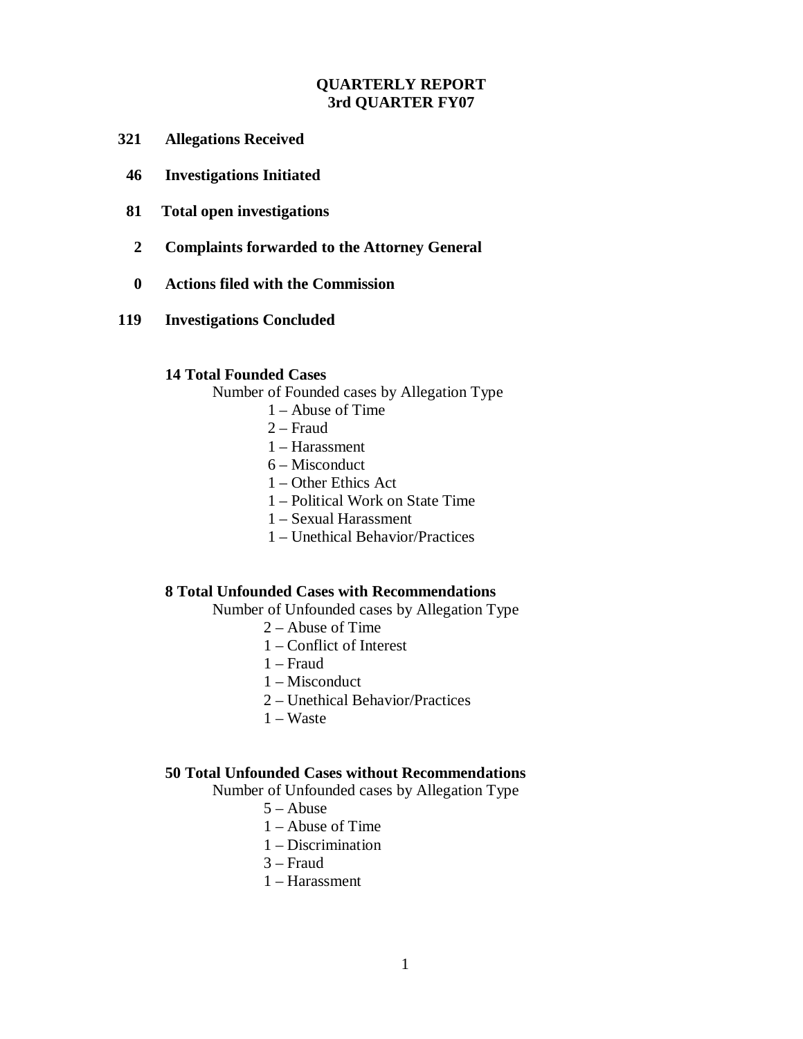**QUARTERLY REPORT**
**3rd QUARTER FY07**

**321 Allegations Received**

**46 Investigations Initiated**

**81 Total open investigations**

**2 Complaints forwarded to the Attorney General**

**0 Actions filed with the Commission**

**119 Investigations Concluded**

**14 Total Founded Cases**

Number of Founded cases by Allegation Type

- 1 – Abuse of Time
- 2 – Fraud
- 1 – Harassment
- 6 – Misconduct
- 1 – Other Ethics Act
- 1 – Political Work on State Time
- 1 – Sexual Harassment
- 1 – Unethical Behavior/Practices

**8 Total Unfounded Cases with Recommendations**

Number of Unfounded cases by Allegation Type

- 2 – Abuse of Time
- 1 – Conflict of Interest
- 1 – Fraud
- 1 – Misconduct
- 2 – Unethical Behavior/Practices
- 1 – Waste

**50 Total Unfounded Cases without Recommendations**

Number of Unfounded cases by Allegation Type

- 5 – Abuse
- 1 – Abuse of Time
- 1 – Discrimination
- 3 – Fraud
- 1 – Harassment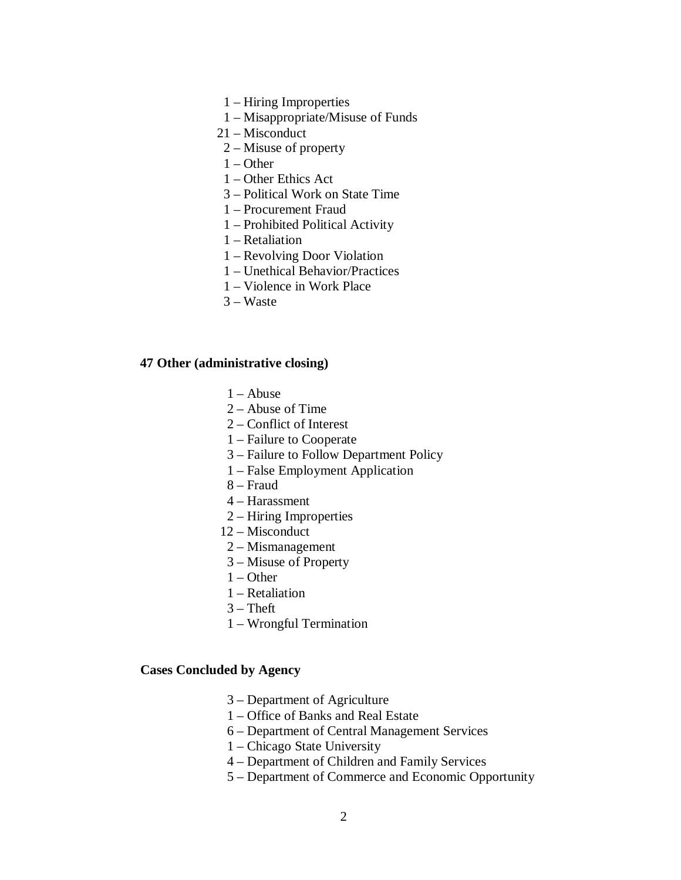1 – Hiring Improperties
1 – Misappropriate/Misuse of Funds
21 – Misconduct
2 – Misuse of property
1 – Other
1 – Other Ethics Act
3 – Political Work on State Time
1 – Procurement Fraud
1 – Prohibited Political Activity
1 – Retaliation
1 – Revolving Door Violation
1 – Unethical Behavior/Practices
1 – Violence in Work Place
3 – Waste

**47 Other (administrative closing)**

1 – Abuse
2 – Abuse of Time
2 – Conflict of Interest
1 – Failure to Cooperate
3 – Failure to Follow Department Policy
1 – False Employment Application
8 – Fraud
4 – Harassment
2 – Hiring Improperties
12 – Misconduct
2 – Mismanagement
3 – Misuse of Property
1 – Other
1 – Retaliation
3 – Theft
1 – Wrongful Termination

**Cases Concluded by Agency**

3 – Department of Agriculture
1 – Office of Banks and Real Estate
6 – Department of Central Management Services
1 – Chicago State University
4 – Department of Children and Family Services
5 – Department of Commerce and Economic Opportunity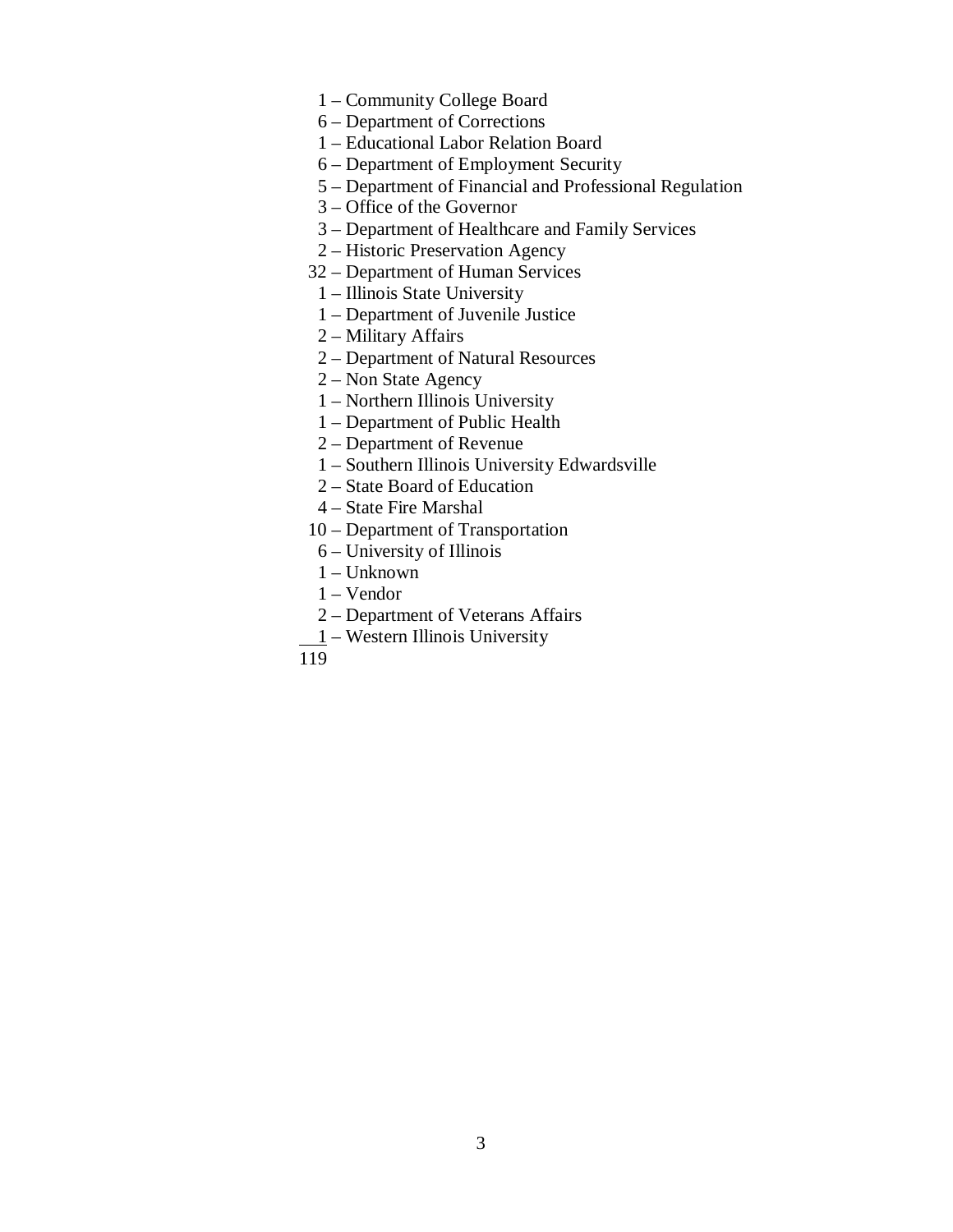1 – Community College Board  
6 – Department of Corrections  
1 – Educational Labor Relation Board  
6 – Department of Employment Security  
5 – Department of Financial and Professional Regulation  
3 – Office of the Governor  
3 – Department of Healthcare and Family Services  
2 – Historic Preservation Agency  
32 – Department of Human Services  
1 – Illinois State University  
1 – Department of Juvenile Justice  
2 – Military Affairs  
2 – Department of Natural Resources  
2 – Non State Agency  
1 – Northern Illinois University  
1 – Department of Public Health  
2 – Department of Revenue  
1 – Southern Illinois University Edwardsville  
2 – State Board of Education  
4 – State Fire Marshal  
10 – Department of Transportation  
6 – University of Illinois  
1 – Unknown  
1 – Vendor  
2 – Department of Veterans Affairs  
1 – Western Illinois University  
119